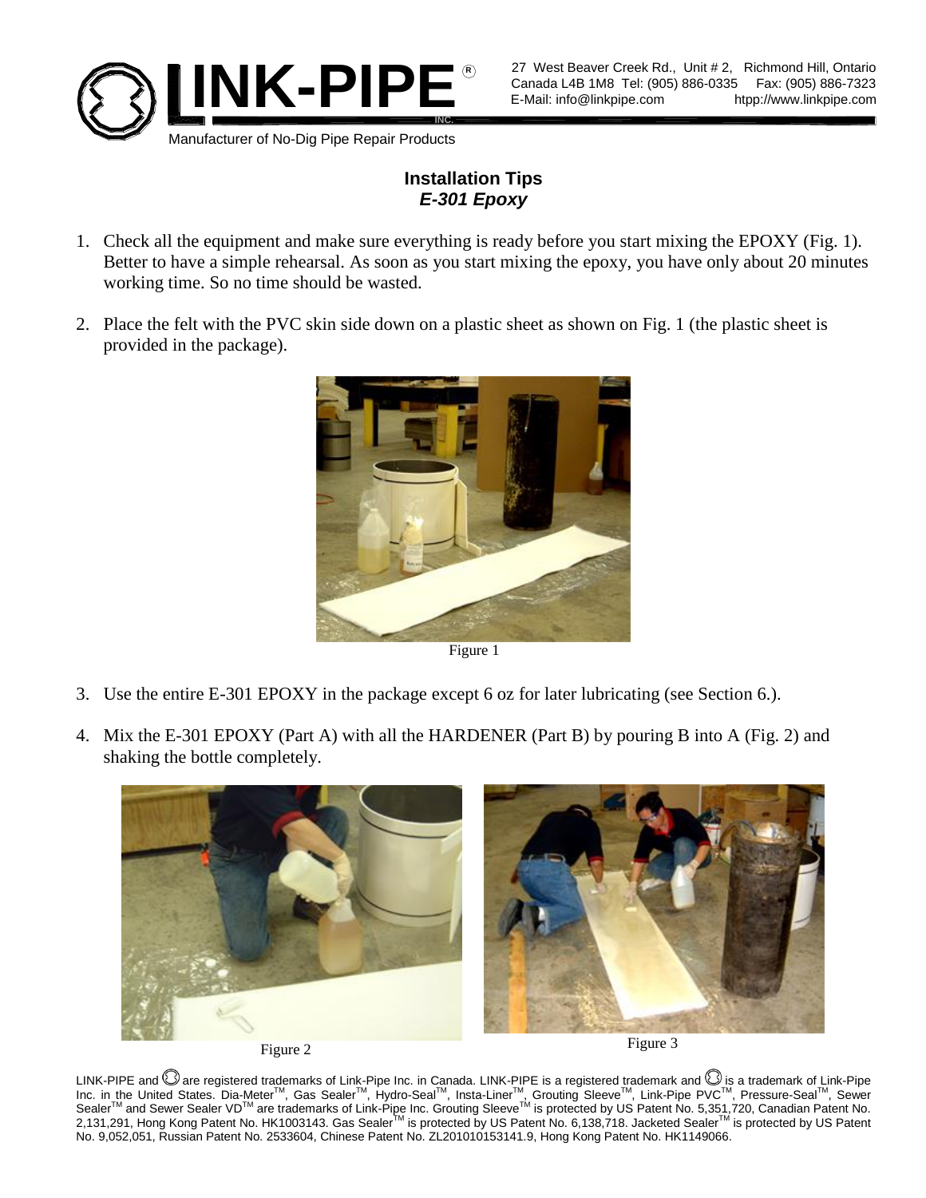LINK-PIPE® INC.

27 West Beaver Creek Rd., Unit # 2, Richmond Hill, Ontario
Canada L4B 1M8 Tel: (905) 886-0335 Fax: (905) 886-7323
E-Mail: info@linkpipe.com htpp://www.linkpipe.com

Manufacturer of No-Dig Pipe Repair Products

## Installation Tips
### *E-301 Epoxy*

1. Check all the equipment and make sure everything is ready before you start mixing the EPOXY (Fig. 1). Better to have a simple rehearsal. As soon as you start mixing the epoxy, you have only about 20 minutes working time. So no time should be wasted.

2. Place the felt with the PVC skin side down on a plastic sheet as shown on Fig. 1 (the plastic sheet is provided in the package).

Figure 1

3. Use the entire E-301 EPOXY in the package except 6 oz for later lubricating (see Section 6.).

4. Mix the E-301 EPOXY (Part A) with all the HARDENER (Part B) by pouring B into A (Fig. 2) and shaking the bottle completely.

Figure 2

Figure 3

LINK-PIPE and are registered trademarks of Link-Pipe Inc. in Canada. LINK-PIPE is a registered trademark and is a trademark of Link-Pipe Inc. in the United States. Dia-Meter™, Gas Sealer™, Hydro-Seal™, Insta-Liner™, Grouting Sleeve™, Link-Pipe PVC™, Pressure-Seal™, Sewer Sealer™ and Sewer Sealer VD™ are trademarks of Link-Pipe Inc. Grouting Sleeve™ is protected by US Patent No. 5,351,720, Canadian Patent No. 2,131,291, Hong Kong Patent No. HK1003143. Gas Sealer™ is protected by US Patent No. 6,138,718. Jacketed Sealer™ is protected by US Patent No. 9,052,051, Russian Patent No. 2533604, Chinese Patent No. ZL201010153141.9, Hong Kong Patent No. HK1149066.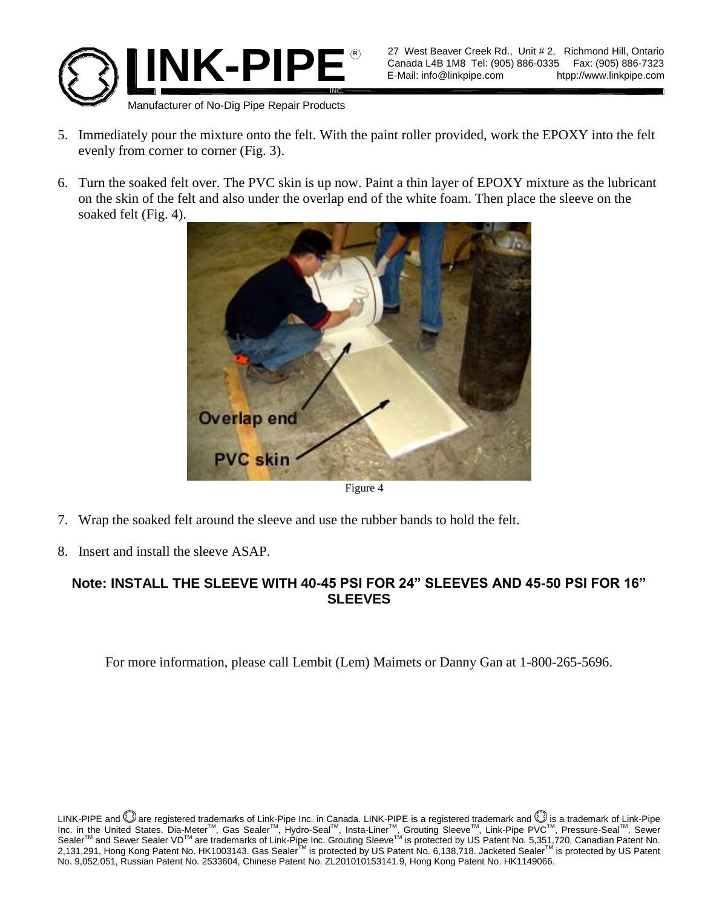5. Immediately pour the mixture onto the felt. With the paint roller provided, work the EPOXY into the felt evenly from corner to corner (Fig. 3).

6. Turn the soaked felt over. The PVC skin is up now. Paint a thin layer of EPOXY mixture as the lubricant on the skin of the felt and also under the overlap end of the white foam. Then place the sleeve on the soaked felt (Fig. 4).

Overlap end

PVC skin

Figure 4

7. Wrap the soaked felt around the sleeve and use the rubber bands to hold the felt.

8. Insert and install the sleeve ASAP.

**Note: INSTALL THE SLEEVE WITH 40-45 PSI FOR 24" SLEEVES AND 45-50 PSI FOR 16" SLEEVES**

For more information, please call Lembit (Lem) Maimets or Danny Gan at 1-800-265-5696.

LINK-PIPE and ☺ are registered trademarks of Link-Pipe Inc. in Canada. LINK-PIPE is a registered trademark and ☺ is a trademark of Link-Pipe Inc. in the United States. Dia-Meter™, Gas Sealer™, Hydro-Seal™, Insta-Liner™, Grouting Sleeve™, Link-Pipe PVC™, Pressure-Seal™, Sewer Sealer™ and Sewer Sealer VD™ are trademarks of Link-Pipe Inc. Grouting Sleeve™ is protected by US Patent No. 5,351,720, Canadian Patent No. 2,131,291, Hong Kong Patent No. HK1003143. Gas Sealer™ is protected by US Patent No. 6,138,718. Jacketed Sealer™ is protected by US Patent No. 9,052,051, Russian Patent No. 2533604, Chinese Patent No. ZL201010153141.9, Hong Kong Patent No. HK1149066.